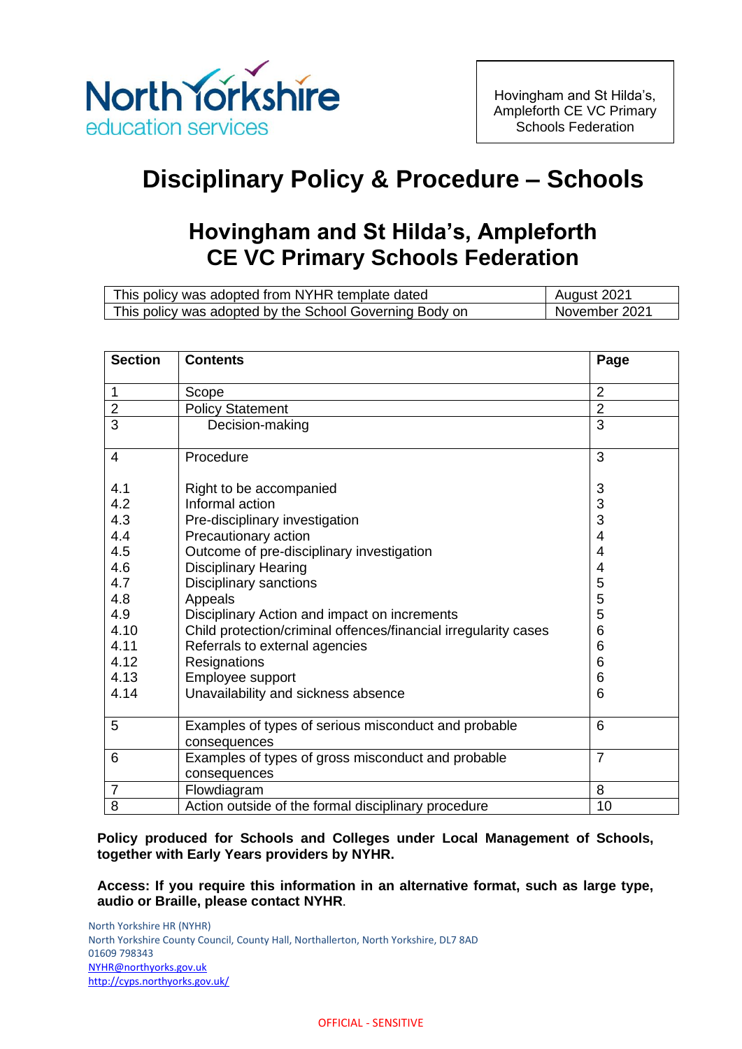North Yorkshire
education services

Hovingham and St Hilda's, Ampleforth CE VC Primary Schools Federation

# Disciplinary Policy & Procedure – Schools

## Hovingham and St Hilda's, Ampleforth CE VC Primary Schools Federation

| This policy was adopted from NYHR template dated | August 2021 |
|---|---|
| This policy was adopted by the School Governing Body on | November 2021 |

| Section | Contents | Page |
|---|---|---|
| 1 | Scope | 2 |
| 2 | Policy Statement | 2 |
| 3 | Decision-making | 3 |
| 4 | Procedure | 3 |
| 4.1 | Right to be accompanied | 3 |
| 4.2 | Informal action | 3 |
| 4.3 | Pre-disciplinary investigation | 3 |
| 4.4 | Precautionary action | 4 |
| 4.5 | Outcome of pre-disciplinary investigation | 4 |
| 4.6 | Disciplinary Hearing | 4 |
| 4.7 | Disciplinary sanctions | 5 |
| 4.8 | Appeals | 5 |
| 4.9 | Disciplinary Action and impact on increments | 5 |
| 4.10 | Child protection/criminal offences/financial irregularity cases | 6 |
| 4.11 | Referrals to external agencies | 6 |
| 4.12 | Resignations | 6 |
| 4.13 | Employee support | 6 |
| 4.14 | Unavailability and sickness absence | 6 |
| 5 | Examples of types of serious misconduct and probable consequences | 6 |
| 6 | Examples of types of gross misconduct and probable consequences | 7 |
| 7 | Flowdiagram | 8 |
| 8 | Action outside of the formal disciplinary procedure | 10 |

**Policy produced for Schools and Colleges under Local Management of Schools, together with Early Years providers by NYHR.**

**Access: If you require this information in an alternative format, such as large type, audio or Braille, please contact NYHR**.

North Yorkshire HR (NYHR)
North Yorkshire County Council, County Hall, Northallerton, North Yorkshire, DL7 8AD
01609 798343
NYHR@northyorks.gov.uk
http://cyps.northyorks.gov.uk/

OFFICIAL - SENSITIVE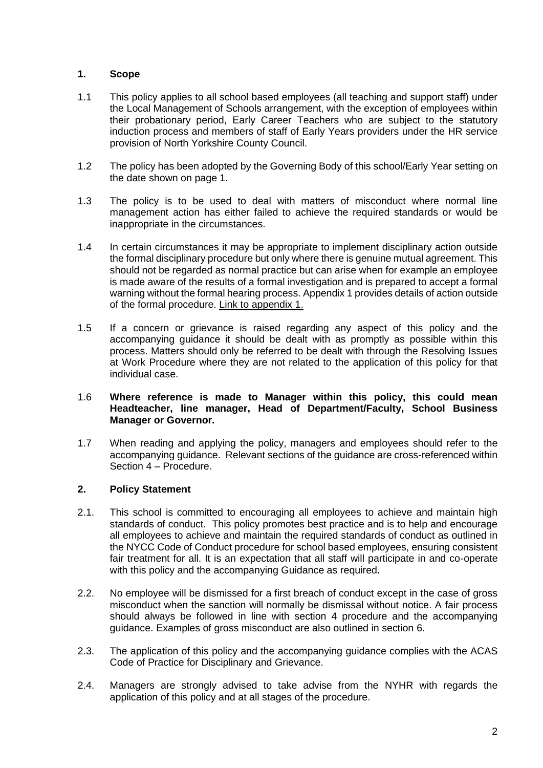## 1. Scope

1.1 This policy applies to all school based employees (all teaching and support staff) under the Local Management of Schools arrangement, with the exception of employees within their probationary period, Early Career Teachers who are subject to the statutory induction process and members of staff of Early Years providers under the HR service provision of North Yorkshire County Council.

1.2 The policy has been adopted by the Governing Body of this school/Early Year setting on the date shown on page 1.

1.3 The policy is to be used to deal with matters of misconduct where normal line management action has either failed to achieve the required standards or would be inappropriate in the circumstances.

1.4 In certain circumstances it may be appropriate to implement disciplinary action outside the formal disciplinary procedure but only where there is genuine mutual agreement. This should not be regarded as normal practice but can arise when for example an employee is made aware of the results of a formal investigation and is prepared to accept a formal warning without the formal hearing process. Appendix 1 provides details of action outside of the formal procedure. Link to appendix 1.

1.5 If a concern or grievance is raised regarding any aspect of this policy and the accompanying guidance it should be dealt with as promptly as possible within this process. Matters should only be referred to be dealt with through the Resolving Issues at Work Procedure where they are not related to the application of this policy for that individual case.

1.6 **Where reference is made to Manager within this policy, this could mean Headteacher, line manager, Head of Department/Faculty, School Business Manager or Governor.**

1.7 When reading and applying the policy, managers and employees should refer to the accompanying guidance. Relevant sections of the guidance are cross-referenced within Section 4 – Procedure.

## 2. Policy Statement

2.1. This school is committed to encouraging all employees to achieve and maintain high standards of conduct. This policy promotes best practice and is to help and encourage all employees to achieve and maintain the required standards of conduct as outlined in the NYCC Code of Conduct procedure for school based employees, ensuring consistent fair treatment for all. It is an expectation that all staff will participate in and co-operate with this policy and the accompanying Guidance as required**.**

2.2. No employee will be dismissed for a first breach of conduct except in the case of gross misconduct when the sanction will normally be dismissal without notice. A fair process should always be followed in line with section 4 procedure and the accompanying guidance. Examples of gross misconduct are also outlined in section 6.

2.3. The application of this policy and the accompanying guidance complies with the ACAS Code of Practice for Disciplinary and Grievance.

2.4. Managers are strongly advised to take advise from the NYHR with regards the application of this policy and at all stages of the procedure.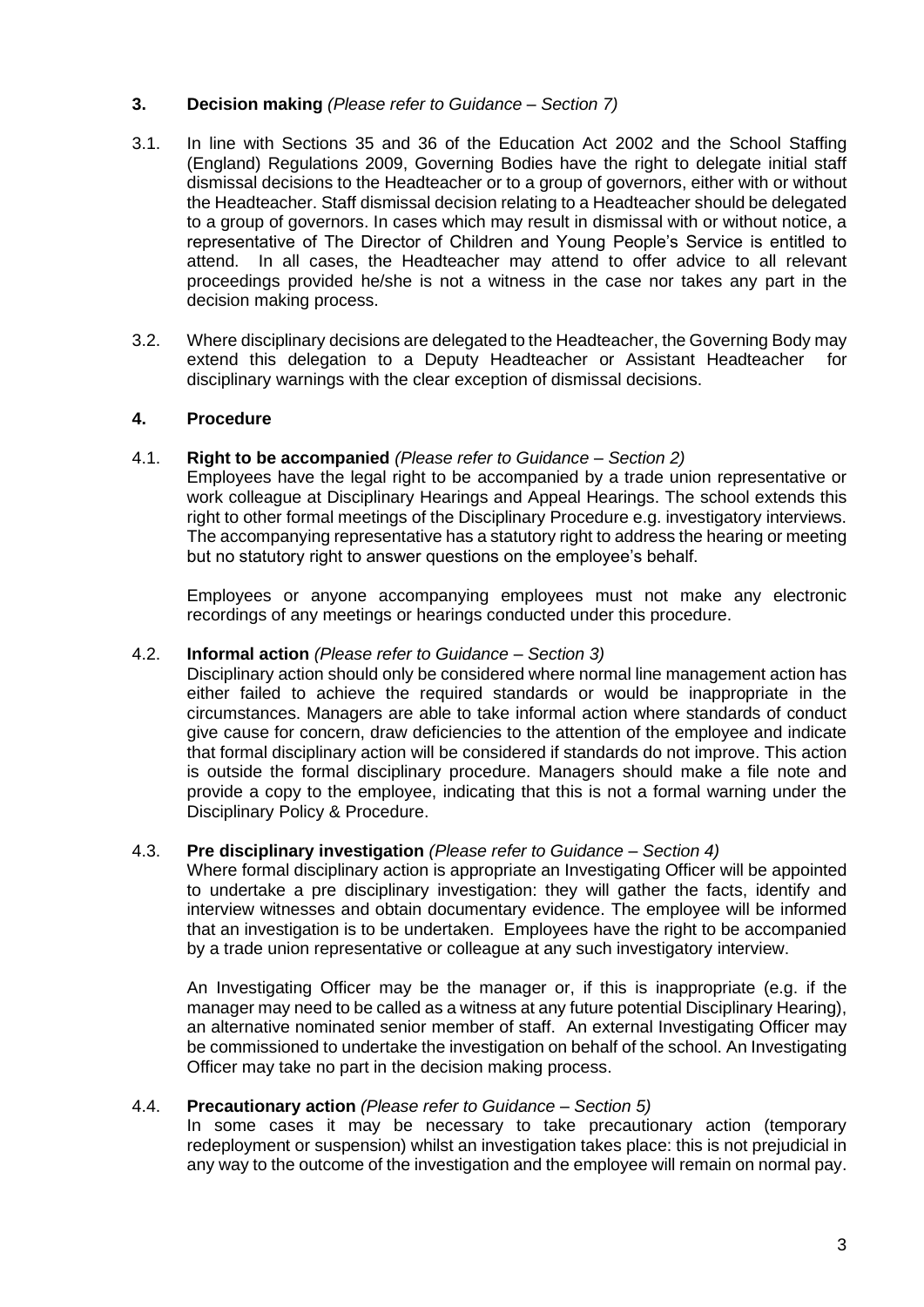## 3. Decision making *(Please refer to Guidance – Section 7)*

3.1. In line with Sections 35 and 36 of the Education Act 2002 and the School Staffing (England) Regulations 2009, Governing Bodies have the right to delegate initial staff dismissal decisions to the Headteacher or to a group of governors, either with or without the Headteacher. Staff dismissal decision relating to a Headteacher should be delegated to a group of governors. In cases which may result in dismissal with or without notice, a representative of The Director of Children and Young People's Service is entitled to attend. In all cases, the Headteacher may attend to offer advice to all relevant proceedings provided he/she is not a witness in the case nor takes any part in the decision making process.

3.2. Where disciplinary decisions are delegated to the Headteacher, the Governing Body may extend this delegation to a Deputy Headteacher or Assistant Headteacher for disciplinary warnings with the clear exception of dismissal decisions.

## 4. Procedure

4.1. **Right to be accompanied** *(Please refer to Guidance – Section 2)*
Employees have the legal right to be accompanied by a trade union representative or work colleague at Disciplinary Hearings and Appeal Hearings. The school extends this right to other formal meetings of the Disciplinary Procedure e.g. investigatory interviews. The accompanying representative has a statutory right to address the hearing or meeting but no statutory right to answer questions on the employee's behalf.

Employees or anyone accompanying employees must not make any electronic recordings of any meetings or hearings conducted under this procedure.

4.2. **Informal action** *(Please refer to Guidance – Section 3)*
Disciplinary action should only be considered where normal line management action has either failed to achieve the required standards or would be inappropriate in the circumstances. Managers are able to take informal action where standards of conduct give cause for concern, draw deficiencies to the attention of the employee and indicate that formal disciplinary action will be considered if standards do not improve. This action is outside the formal disciplinary procedure. Managers should make a file note and provide a copy to the employee, indicating that this is not a formal warning under the Disciplinary Policy & Procedure.

4.3. **Pre disciplinary investigation** *(Please refer to Guidance – Section 4)*
Where formal disciplinary action is appropriate an Investigating Officer will be appointed to undertake a pre disciplinary investigation: they will gather the facts, identify and interview witnesses and obtain documentary evidence. The employee will be informed that an investigation is to be undertaken. Employees have the right to be accompanied by a trade union representative or colleague at any such investigatory interview.

An Investigating Officer may be the manager or, if this is inappropriate (e.g. if the manager may need to be called as a witness at any future potential Disciplinary Hearing), an alternative nominated senior member of staff. An external Investigating Officer may be commissioned to undertake the investigation on behalf of the school. An Investigating Officer may take no part in the decision making process.

4.4. **Precautionary action** *(Please refer to Guidance – Section 5)*
In some cases it may be necessary to take precautionary action (temporary redeployment or suspension) whilst an investigation takes place: this is not prejudicial in any way to the outcome of the investigation and the employee will remain on normal pay.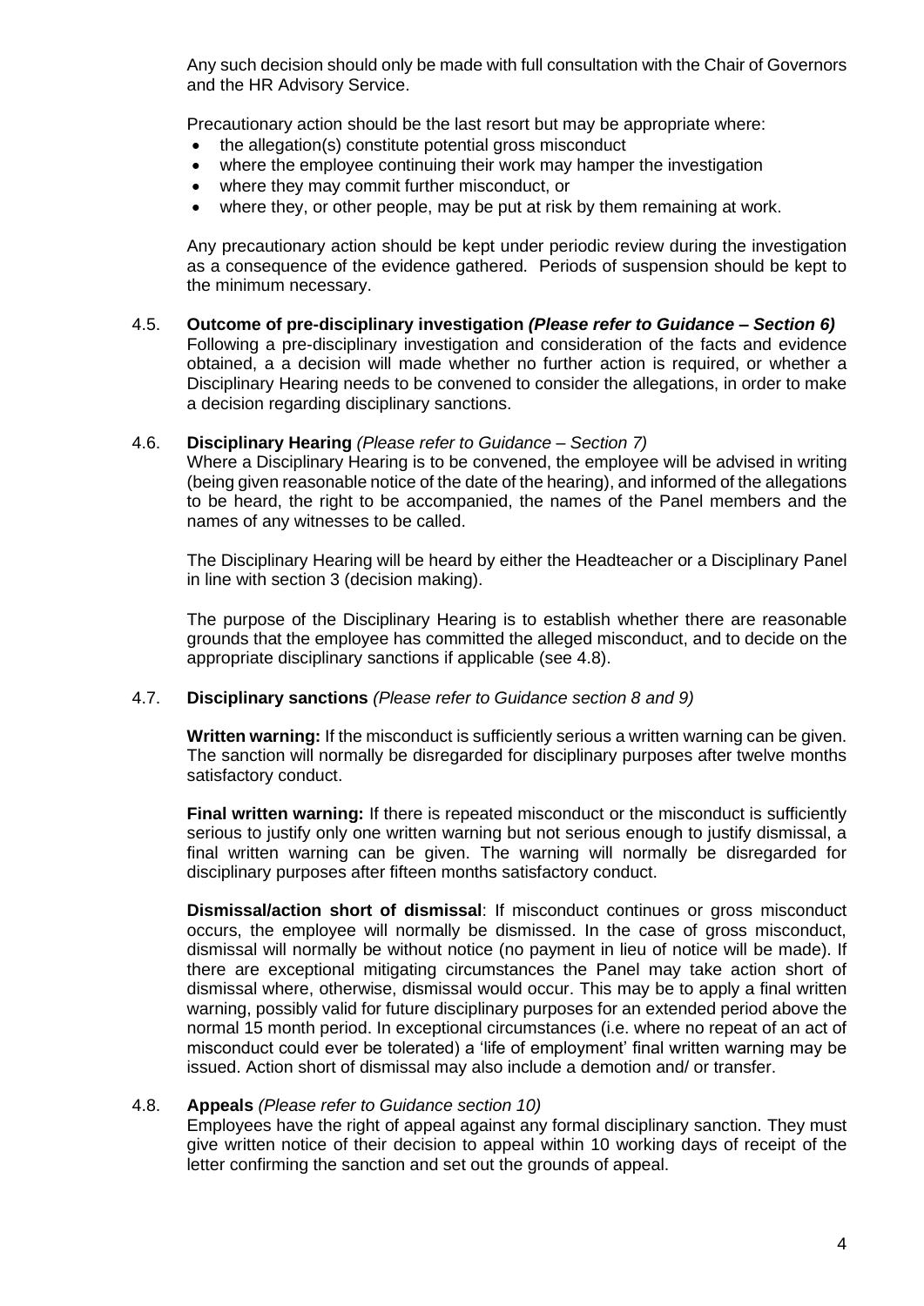Any such decision should only be made with full consultation with the Chair of Governors and the HR Advisory Service.

Precautionary action should be the last resort but may be appropriate where:

- the allegation(s) constitute potential gross misconduct
- where the employee continuing their work may hamper the investigation
- where they may commit further misconduct, or
- where they, or other people, may be put at risk by them remaining at work.

Any precautionary action should be kept under periodic review during the investigation as a consequence of the evidence gathered. Periods of suspension should be kept to the minimum necessary.

4.5. **Outcome of pre-disciplinary investigation *(Please refer to Guidance – Section 6)***
Following a pre-disciplinary investigation and consideration of the facts and evidence obtained, a a decision will made whether no further action is required, or whether a Disciplinary Hearing needs to be convened to consider the allegations, in order to make a decision regarding disciplinary sanctions.

4.6. **Disciplinary Hearing** *(Please refer to Guidance – Section 7)*
Where a Disciplinary Hearing is to be convened, the employee will be advised in writing (being given reasonable notice of the date of the hearing), and informed of the allegations to be heard, the right to be accompanied, the names of the Panel members and the names of any witnesses to be called.

The Disciplinary Hearing will be heard by either the Headteacher or a Disciplinary Panel in line with section 3 (decision making).

The purpose of the Disciplinary Hearing is to establish whether there are reasonable grounds that the employee has committed the alleged misconduct, and to decide on the appropriate disciplinary sanctions if applicable (see 4.8).

4.7. **Disciplinary sanctions** *(Please refer to Guidance section 8 and 9)*

**Written warning:** If the misconduct is sufficiently serious a written warning can be given. The sanction will normally be disregarded for disciplinary purposes after twelve months satisfactory conduct.

**Final written warning:** If there is repeated misconduct or the misconduct is sufficiently serious to justify only one written warning but not serious enough to justify dismissal, a final written warning can be given. The warning will normally be disregarded for disciplinary purposes after fifteen months satisfactory conduct.

**Dismissal/action short of dismissal**: If misconduct continues or gross misconduct occurs, the employee will normally be dismissed. In the case of gross misconduct, dismissal will normally be without notice (no payment in lieu of notice will be made). If there are exceptional mitigating circumstances the Panel may take action short of dismissal where, otherwise, dismissal would occur. This may be to apply a final written warning, possibly valid for future disciplinary purposes for an extended period above the normal 15 month period. In exceptional circumstances (i.e. where no repeat of an act of misconduct could ever be tolerated) a 'life of employment' final written warning may be issued. Action short of dismissal may also include a demotion and/ or transfer.

4.8. **Appeals** *(Please refer to Guidance section 10)*
Employees have the right of appeal against any formal disciplinary sanction. They must give written notice of their decision to appeal within 10 working days of receipt of the letter confirming the sanction and set out the grounds of appeal.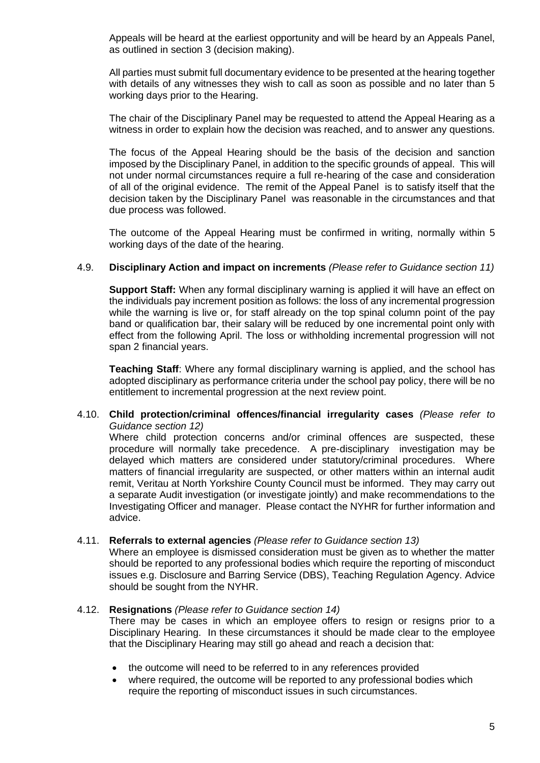Appeals will be heard at the earliest opportunity and will be heard by an Appeals Panel, as outlined in section 3 (decision making).

All parties must submit full documentary evidence to be presented at the hearing together with details of any witnesses they wish to call as soon as possible and no later than 5 working days prior to the Hearing.

The chair of the Disciplinary Panel may be requested to attend the Appeal Hearing as a witness in order to explain how the decision was reached, and to answer any questions.

The focus of the Appeal Hearing should be the basis of the decision and sanction imposed by the Disciplinary Panel, in addition to the specific grounds of appeal. This will not under normal circumstances require a full re-hearing of the case and consideration of all of the original evidence. The remit of the Appeal Panel is to satisfy itself that the decision taken by the Disciplinary Panel was reasonable in the circumstances and that due process was followed.

The outcome of the Appeal Hearing must be confirmed in writing, normally within 5 working days of the date of the hearing.

### 4.9. **Disciplinary Action and impact on increments** *(Please refer to Guidance section 11)*

**Support Staff:** When any formal disciplinary warning is applied it will have an effect on the individuals pay increment position as follows: the loss of any incremental progression while the warning is live or, for staff already on the top spinal column point of the pay band or qualification bar, their salary will be reduced by one incremental point only with effect from the following April. The loss or withholding incremental progression will not span 2 financial years.

**Teaching Staff**: Where any formal disciplinary warning is applied, and the school has adopted disciplinary as performance criteria under the school pay policy, there will be no entitlement to incremental progression at the next review point.

### 4.10. **Child protection/criminal offences/financial irregularity cases** *(Please refer to Guidance section 12)*

Where child protection concerns and/or criminal offences are suspected, these procedure will normally take precedence. A pre-disciplinary investigation may be delayed which matters are considered under statutory/criminal procedures. Where matters of financial irregularity are suspected, or other matters within an internal audit remit, Veritau at North Yorkshire County Council must be informed. They may carry out a separate Audit investigation (or investigate jointly) and make recommendations to the Investigating Officer and manager. Please contact the NYHR for further information and advice.

### 4.11. **Referrals to external agencies** *(Please refer to Guidance section 13)*

Where an employee is dismissed consideration must be given as to whether the matter should be reported to any professional bodies which require the reporting of misconduct issues e.g. Disclosure and Barring Service (DBS), Teaching Regulation Agency. Advice should be sought from the NYHR.

### 4.12. **Resignations** *(Please refer to Guidance section 14)*

There may be cases in which an employee offers to resign or resigns prior to a Disciplinary Hearing. In these circumstances it should be made clear to the employee that the Disciplinary Hearing may still go ahead and reach a decision that:

- the outcome will need to be referred to in any references provided
- where required, the outcome will be reported to any professional bodies which require the reporting of misconduct issues in such circumstances.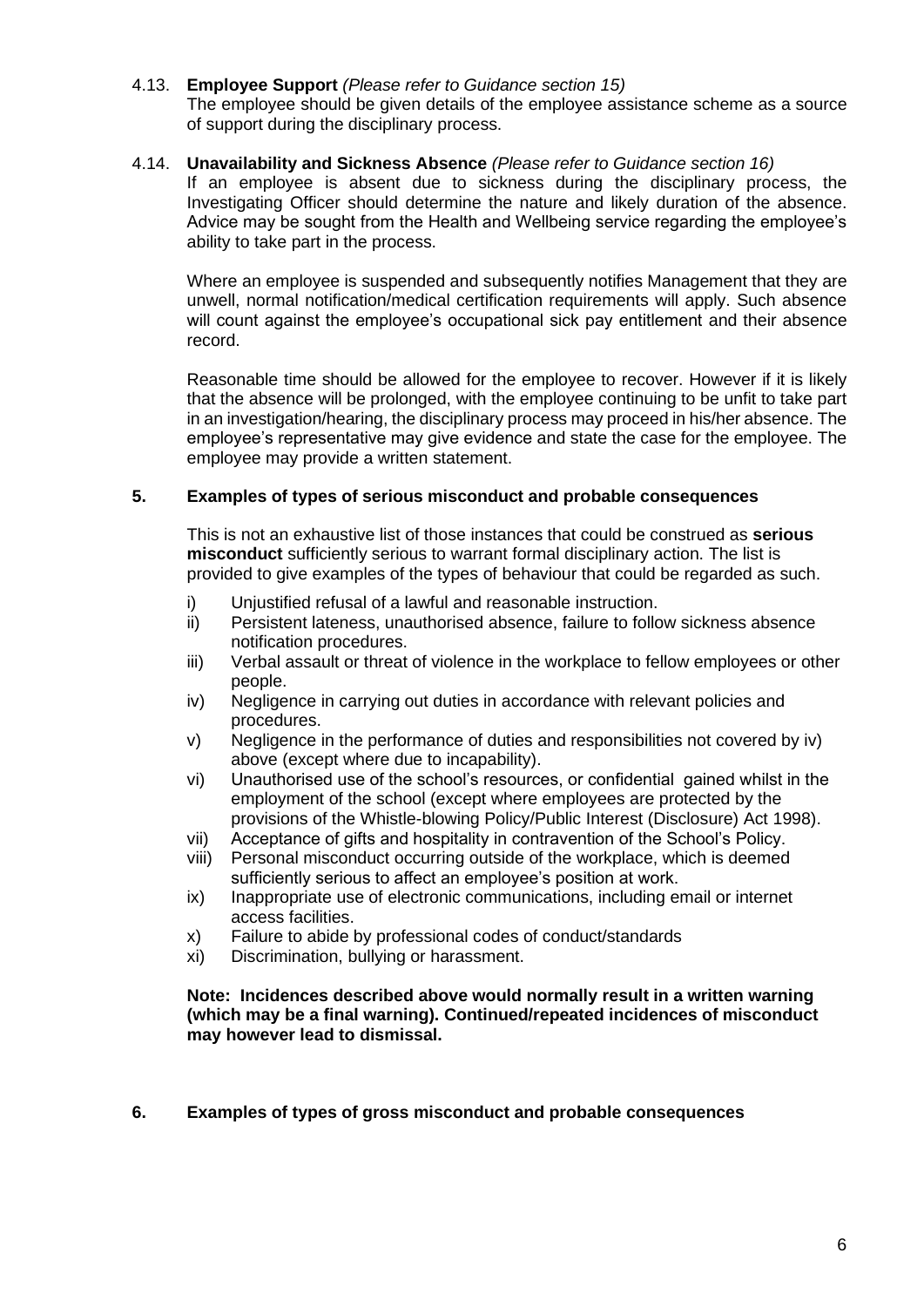### 4.13. **Employee Support** *(Please refer to Guidance section 15)*

The employee should be given details of the employee assistance scheme as a source of support during the disciplinary process.

### 4.14. **Unavailability and Sickness Absence** *(Please refer to Guidance section 16)*

If an employee is absent due to sickness during the disciplinary process, the Investigating Officer should determine the nature and likely duration of the absence. Advice may be sought from the Health and Wellbeing service regarding the employee's ability to take part in the process.

Where an employee is suspended and subsequently notifies Management that they are unwell, normal notification/medical certification requirements will apply. Such absence will count against the employee's occupational sick pay entitlement and their absence record.

Reasonable time should be allowed for the employee to recover. However if it is likely that the absence will be prolonged, with the employee continuing to be unfit to take part in an investigation/hearing, the disciplinary process may proceed in his/her absence. The employee's representative may give evidence and state the case for the employee. The employee may provide a written statement.

## 5. Examples of types of serious misconduct and probable consequences

This is not an exhaustive list of those instances that could be construed as **serious misconduct** sufficiently serious to warrant formal disciplinary action. The list is provided to give examples of the types of behaviour that could be regarded as such.

i) Unjustified refusal of a lawful and reasonable instruction.
ii) Persistent lateness, unauthorised absence, failure to follow sickness absence notification procedures.
iii) Verbal assault or threat of violence in the workplace to fellow employees or other people.
iv) Negligence in carrying out duties in accordance with relevant policies and procedures.
v) Negligence in the performance of duties and responsibilities not covered by iv) above (except where due to incapability).
vi) Unauthorised use of the school's resources, or confidential gained whilst in the employment of the school (except where employees are protected by the provisions of the Whistle-blowing Policy/Public Interest (Disclosure) Act 1998).
vii) Acceptance of gifts and hospitality in contravention of the School's Policy.
viii) Personal misconduct occurring outside of the workplace, which is deemed sufficiently serious to affect an employee's position at work.
ix) Inappropriate use of electronic communications, including email or internet access facilities.
x) Failure to abide by professional codes of conduct/standards
xi) Discrimination, bullying or harassment.

**Note: Incidences described above would normally result in a written warning (which may be a final warning). Continued/repeated incidences of misconduct may however lead to dismissal.**

## 6. Examples of types of gross misconduct and probable consequences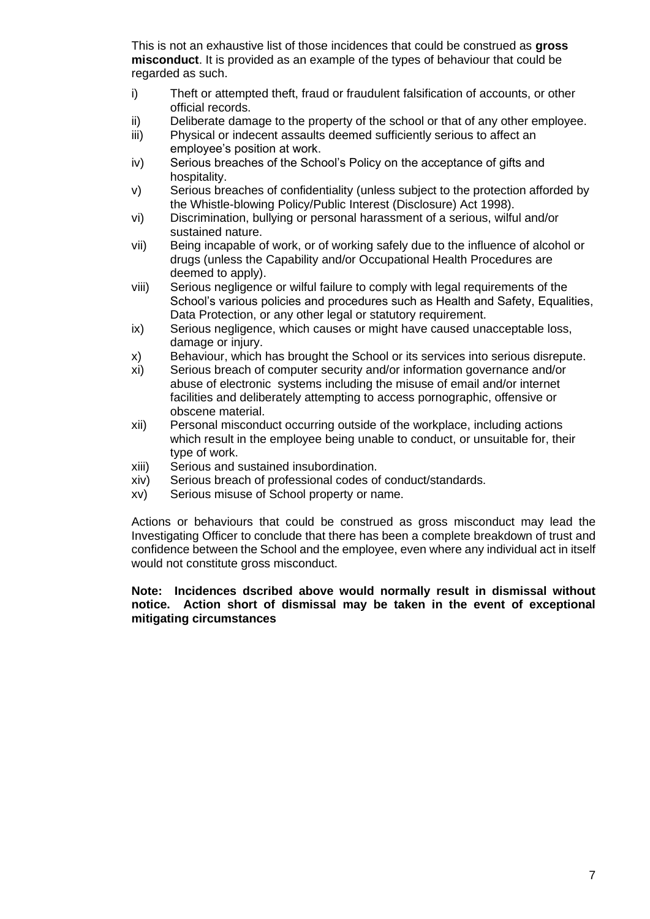This is not an exhaustive list of those incidences that could be construed as **gross misconduct**. It is provided as an example of the types of behaviour that could be regarded as such.

i) Theft or attempted theft, fraud or fraudulent falsification of accounts, or other official records.

ii) Deliberate damage to the property of the school or that of any other employee.

iii) Physical or indecent assaults deemed sufficiently serious to affect an employee's position at work.

iv) Serious breaches of the School's Policy on the acceptance of gifts and hospitality.

v) Serious breaches of confidentiality (unless subject to the protection afforded by the Whistle-blowing Policy/Public Interest (Disclosure) Act 1998).

vi) Discrimination, bullying or personal harassment of a serious, wilful and/or sustained nature.

vii) Being incapable of work, or of working safely due to the influence of alcohol or drugs (unless the Capability and/or Occupational Health Procedures are deemed to apply).

viii) Serious negligence or wilful failure to comply with legal requirements of the School's various policies and procedures such as Health and Safety, Equalities, Data Protection, or any other legal or statutory requirement.

ix) Serious negligence, which causes or might have caused unacceptable loss, damage or injury.

x) Behaviour, which has brought the School or its services into serious disrepute.

xi) Serious breach of computer security and/or information governance and/or abuse of electronic systems including the misuse of email and/or internet facilities and deliberately attempting to access pornographic, offensive or obscene material.

xii) Personal misconduct occurring outside of the workplace, including actions which result in the employee being unable to conduct, or unsuitable for, their type of work.

xiii) Serious and sustained insubordination.

xiv) Serious breach of professional codes of conduct/standards.

xv) Serious misuse of School property or name.

Actions or behaviours that could be construed as gross misconduct may lead the Investigating Officer to conclude that there has been a complete breakdown of trust and confidence between the School and the employee, even where any individual act in itself would not constitute gross misconduct.

**Note: Incidences dscribed above would normally result in dismissal without notice. Action short of dismissal may be taken in the event of exceptional mitigating circumstances**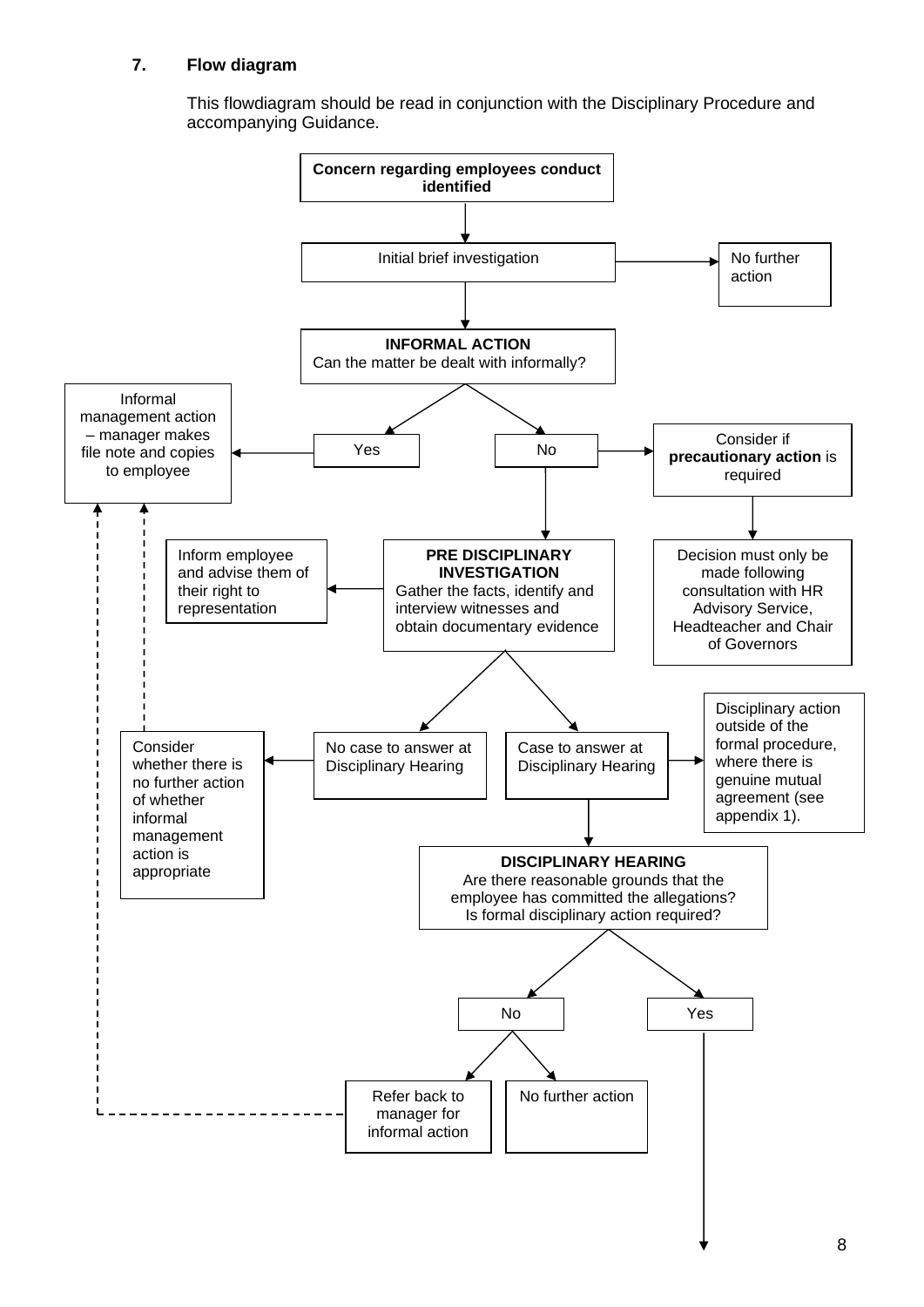## 7. Flow diagram

This flowdiagram should be read in conjunction with the Disciplinary Procedure and accompanying Guidance.

**Concern regarding employees conduct identified**

↓

Initial brief investigation → No further action

↓

**INFORMAL ACTION**
Can the matter be dealt with informally?

- **Yes** → Informal management action – manager makes file note and copies to employee
- **No** → Consider if **precautionary action** is required → Decision must only be made following consultation with HR Advisory Service, Headteacher and Chair of Governors

↓ (No)

**PRE DISCIPLINARY INVESTIGATION**
Gather the facts, identify and interview witnesses and obtain documentary evidence → Inform employee and advise them of their right to representation

- No case to answer at Disciplinary Hearing → Consider whether there is no further action of whether informal management action is appropriate (→ Informal management action)
- Case to answer at Disciplinary Hearing → Disciplinary action outside of the formal procedure, where there is genuine mutual agreement (see appendix 1).

↓ (Case to answer)

**DISCIPLINARY HEARING**
Are there reasonable grounds that the employee has committed the allegations?
Is formal disciplinary action required?

- **No**
  - Refer back to manager for informal action (→ Informal management action)
  - No further action
- **Yes** ↓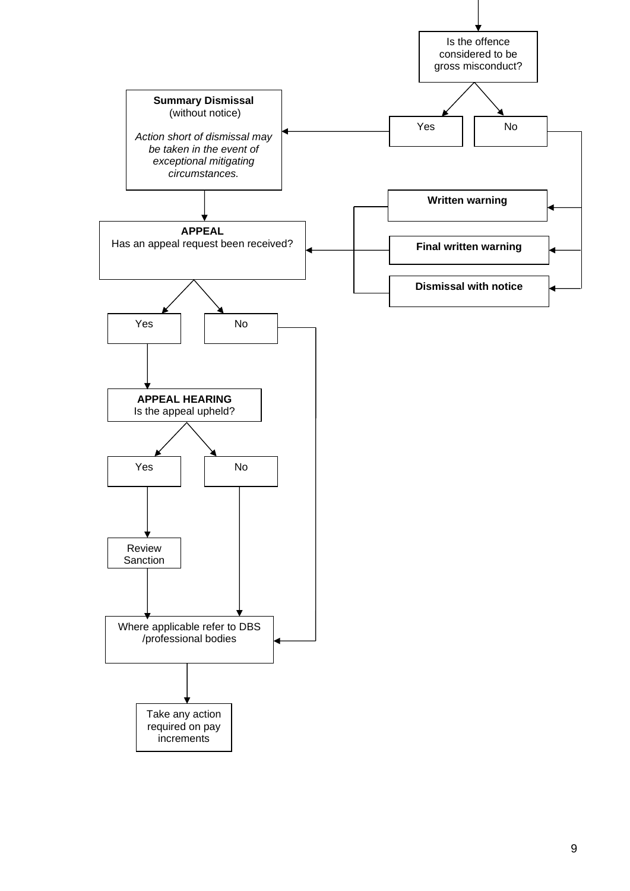Is the offence considered to be gross misconduct?

- **Yes** → **Summary Dismissal** (without notice)

  *Action short of dismissal may be taken in the event of exceptional mitigating circumstances.*

  → **APPEAL**
- **No** →
  - **Written warning**
  - **Final written warning**
  - **Dismissal with notice**

  → **APPEAL**

**APPEAL**
Has an appeal request been received?

- **Yes** → **APPEAL HEARING**
  Is the appeal upheld?
  - **Yes** → Review Sanction → Where applicable refer to DBS /professional bodies
  - **No** → Where applicable refer to DBS /professional bodies
- **No** → Where applicable refer to DBS /professional bodies

Where applicable refer to DBS /professional bodies → Take any action required on pay increments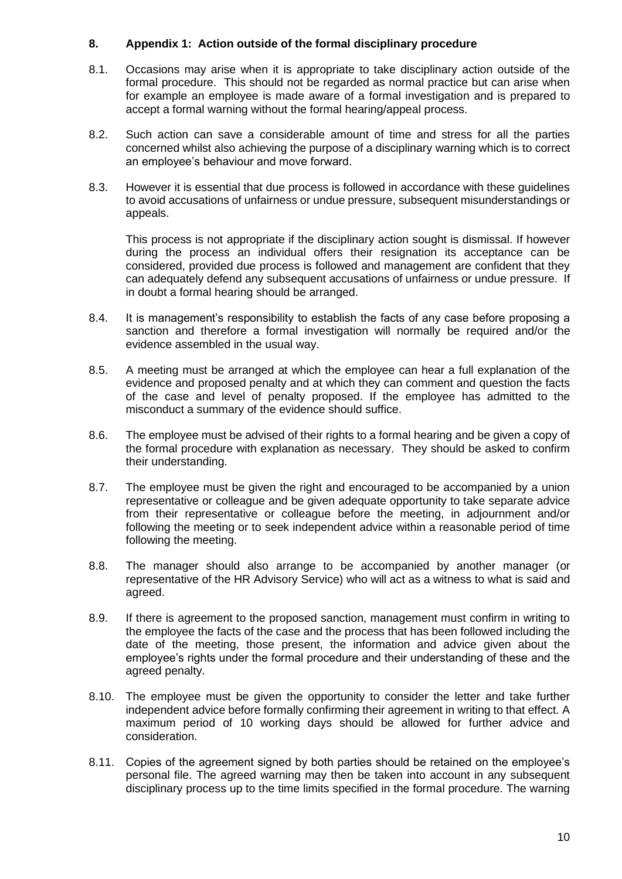## 8. Appendix 1: Action outside of the formal disciplinary procedure

8.1. Occasions may arise when it is appropriate to take disciplinary action outside of the formal procedure. This should not be regarded as normal practice but can arise when for example an employee is made aware of a formal investigation and is prepared to accept a formal warning without the formal hearing/appeal process.

8.2. Such action can save a considerable amount of time and stress for all the parties concerned whilst also achieving the purpose of a disciplinary warning which is to correct an employee's behaviour and move forward.

8.3. However it is essential that due process is followed in accordance with these guidelines to avoid accusations of unfairness or undue pressure, subsequent misunderstandings or appeals.

This process is not appropriate if the disciplinary action sought is dismissal. If however during the process an individual offers their resignation its acceptance can be considered, provided due process is followed and management are confident that they can adequately defend any subsequent accusations of unfairness or undue pressure. If in doubt a formal hearing should be arranged.

8.4. It is management's responsibility to establish the facts of any case before proposing a sanction and therefore a formal investigation will normally be required and/or the evidence assembled in the usual way.

8.5. A meeting must be arranged at which the employee can hear a full explanation of the evidence and proposed penalty and at which they can comment and question the facts of the case and level of penalty proposed. If the employee has admitted to the misconduct a summary of the evidence should suffice.

8.6. The employee must be advised of their rights to a formal hearing and be given a copy of the formal procedure with explanation as necessary. They should be asked to confirm their understanding.

8.7. The employee must be given the right and encouraged to be accompanied by a union representative or colleague and be given adequate opportunity to take separate advice from their representative or colleague before the meeting, in adjournment and/or following the meeting or to seek independent advice within a reasonable period of time following the meeting.

8.8. The manager should also arrange to be accompanied by another manager (or representative of the HR Advisory Service) who will act as a witness to what is said and agreed.

8.9. If there is agreement to the proposed sanction, management must confirm in writing to the employee the facts of the case and the process that has been followed including the date of the meeting, those present, the information and advice given about the employee's rights under the formal procedure and their understanding of these and the agreed penalty.

8.10. The employee must be given the opportunity to consider the letter and take further independent advice before formally confirming their agreement in writing to that effect. A maximum period of 10 working days should be allowed for further advice and consideration.

8.11. Copies of the agreement signed by both parties should be retained on the employee's personal file. The agreed warning may then be taken into account in any subsequent disciplinary process up to the time limits specified in the formal procedure. The warning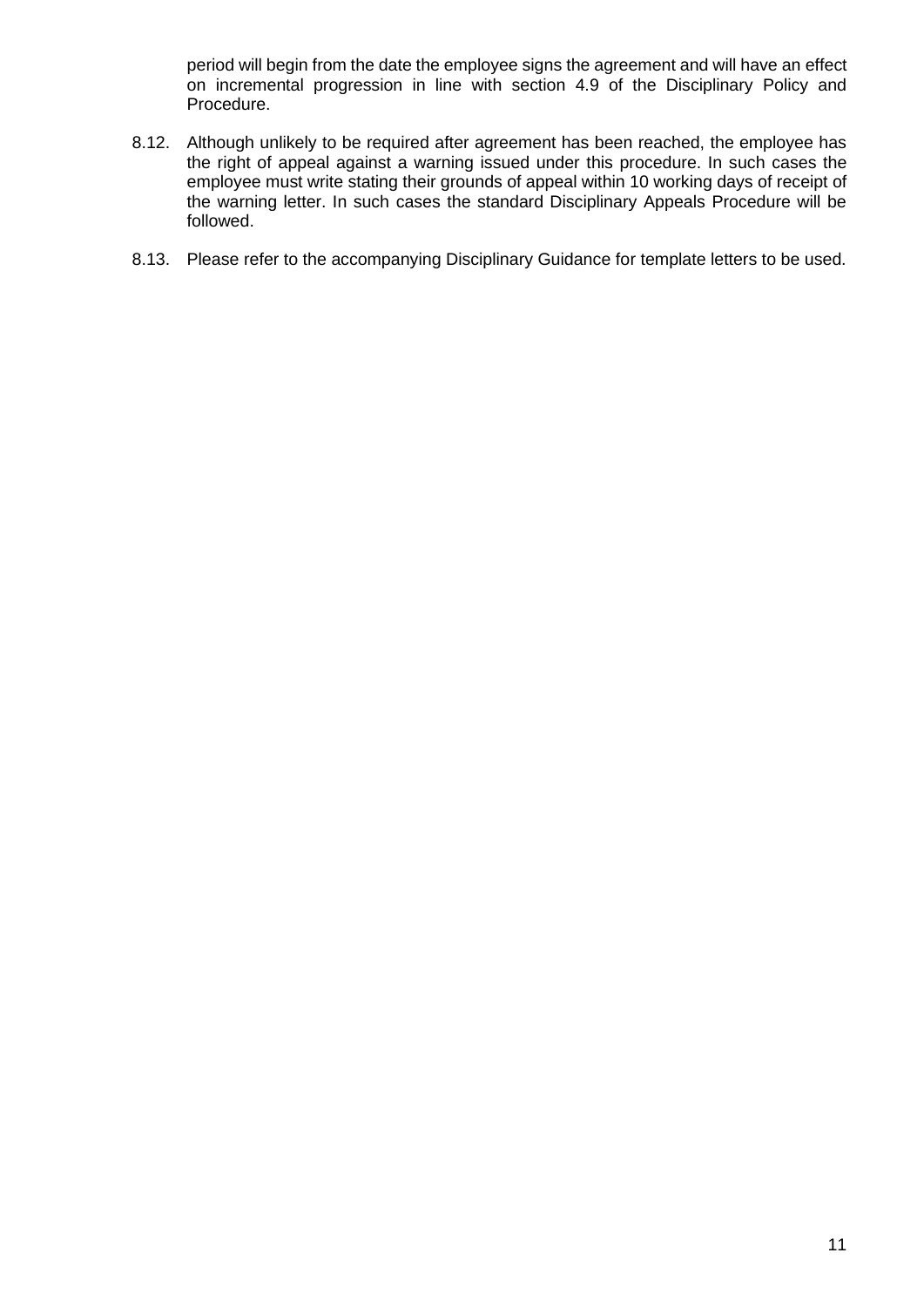period will begin from the date the employee signs the agreement and will have an effect on incremental progression in line with section 4.9 of the Disciplinary Policy and Procedure.

8.12. Although unlikely to be required after agreement has been reached, the employee has the right of appeal against a warning issued under this procedure. In such cases the employee must write stating their grounds of appeal within 10 working days of receipt of the warning letter. In such cases the standard Disciplinary Appeals Procedure will be followed.

8.13. Please refer to the accompanying Disciplinary Guidance for template letters to be used.